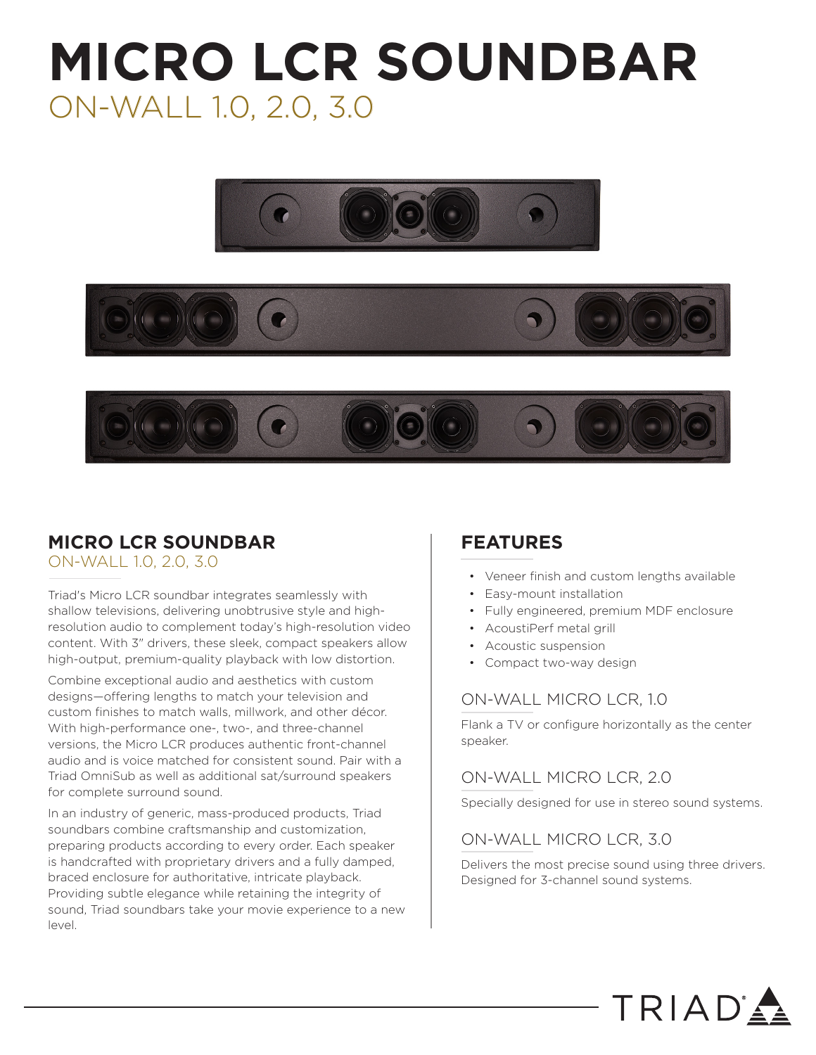# MICRO LCR SOUNDBAR

## ON-WALL 1.0, 2.0, 3.0

## MICRO LCR SOUNDBAR

ON-WALL 1.0, 2.0, 3.0

Triad's Micro LCR soundbar integrates seamlessly with shallow televisions, delivering unobtrusive style and high-resolution audio to complement today's high-resolution video content. With 3" drivers, these sleek, compact speakers allow high-output, premium-quality playback with low distortion.

Combine exceptional audio and aesthetics with custom designs—offering lengths to match your television and custom finishes to match walls, millwork, and other décor. With high-performance one-, two-, and three-channel versions, the Micro LCR produces authentic front-channel audio and is voice matched for consistent sound. Pair with a Triad OmniSub as well as additional sat/surround speakers for complete surround sound.

In an industry of generic, mass-produced products, Triad soundbars combine craftsmanship and customization, preparing products according to every order. Each speaker is handcrafted with proprietary drivers and a fully damped, braced enclosure for authoritative, intricate playback. Providing subtle elegance while retaining the integrity of sound, Triad soundbars take your movie experience to a new level.

## FEATURES

- Veneer finish and custom lengths available
- Easy-mount installation
- Fully engineered, premium MDF enclosure
- AcoustiPerf metal grill
- Acoustic suspension
- Compact two-way design

### ON-WALL MICRO LCR, 1.0

Flank a TV or configure horizontally as the center speaker.

### ON-WALL MICRO LCR, 2.0

Specially designed for use in stereo sound systems.

### ON-WALL MICRO LCR, 3.0

Delivers the most precise sound using three drivers. Designed for 3-channel sound systems.

TRIAD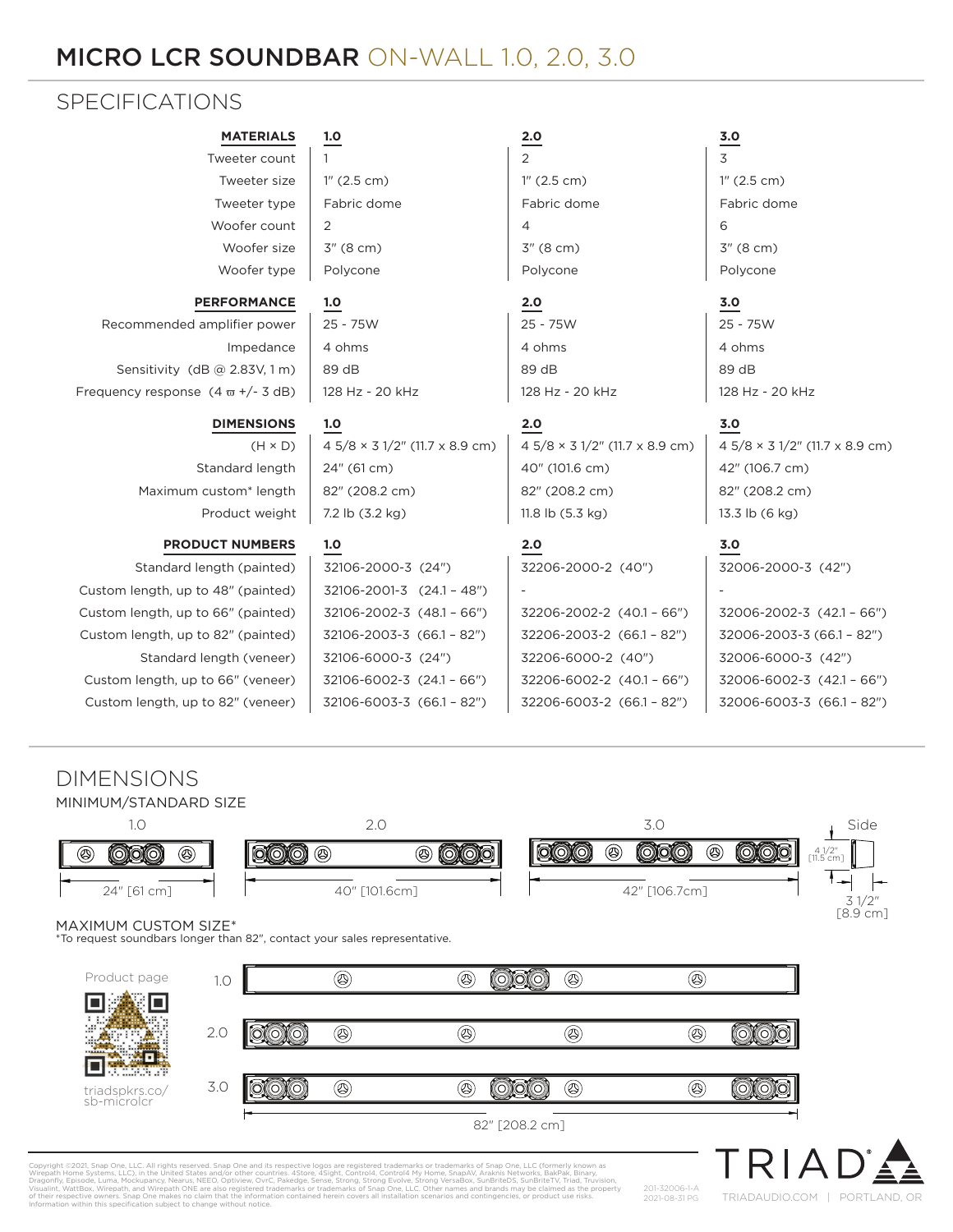# MICRO LCR SOUNDBAR ON-WALL 1.0, 2.0, 3.0

## SPECIFICATIONS

| **MATERIALS** | **1.0** | **2.0** | **3.0** |
|---|---|---|---|
| Tweeter count | 1 | 2 | 3 |
| Tweeter size | 1" (2.5 cm) | 1" (2.5 cm) | 1" (2.5 cm) |
| Tweeter type | Fabric dome | Fabric dome | Fabric dome |
| Woofer count | 2 | 4 | 6 |
| Woofer size | 3" (8 cm) | 3" (8 cm) | 3" (8 cm) |
| Woofer type | Polycone | Polycone | Polycone |
| **PERFORMANCE** | **1.0** | **2.0** | **3.0** |
| Recommended amplifier power | 25 - 75W | 25 - 75W | 25 - 75W |
| Impedance | 4 ohms | 4 ohms | 4 ohms |
| Sensitivity (dB @ 2.83V, 1 m) | 89 dB | 89 dB | 89 dB |
| Frequency response (4 ϖ +/- 3 dB) | 128 Hz - 20 kHz | 128 Hz - 20 kHz | 128 Hz - 20 kHz |
| **DIMENSIONS** | **1.0** | **2.0** | **3.0** |
| (H × D) | 4 5/8 × 3 1/2" (11.7 x 8.9 cm) | 4 5/8 × 3 1/2" (11.7 x 8.9 cm) | 4 5/8 × 3 1/2" (11.7 x 8.9 cm) |
| Standard length | 24" (61 cm) | 40" (101.6 cm) | 42" (106.7 cm) |
| Maximum custom* length | 82" (208.2 cm) | 82" (208.2 cm) | 82" (208.2 cm) |
| Product weight | 7.2 lb (3.2 kg) | 11.8 lb (5.3 kg) | 13.3 lb (6 kg) |
| **PRODUCT NUMBERS** | **1.0** | **2.0** | **3.0** |
| Standard length (painted) | 32106-2000-3 (24") | 32206-2000-2 (40") | 32006-2000-3 (42") |
| Custom length, up to 48" (painted) | 32106-2001-3 (24.1 – 48") | - | - |
| Custom length, up to 66" (painted) | 32106-2002-3 (48.1 – 66") | 32206-2002-2 (40.1 – 66") | 32006-2002-3 (42.1 – 66") |
| Custom length, up to 82" (painted) | 32106-2003-3 (66.1 – 82") | 32206-2003-2 (66.1 – 82") | 32006-2003-3 (66.1 – 82") |
| Standard length (veneer) | 32106-6000-3 (24") | 32206-6000-2 (40") | 32006-6000-3 (42") |
| Custom length, up to 66" (veneer) | 32106-6002-3 (24.1 – 66") | 32206-6002-2 (40.1 – 66") | 32006-6002-3 (42.1 – 66") |
| Custom length, up to 82" (veneer) | 32106-6003-3 (66.1 – 82") | 32206-6003-2 (66.1 – 82") | 32006-6003-3 (66.1 – 82") |

## DIMENSIONS

### MINIMUM/STANDARD SIZE

1.0
24" [61 cm]

2.0
40" [101.6cm]

3.0
42" [106.7cm]

Side
4 1/2" [11.5 cm]
3 1/2" [8.9 cm]

### MAXIMUM CUSTOM SIZE*

*To request soundbars longer than 82", contact your sales representative.

Product page

triadspkrs.co/sb-microlcr

1.0
2.0
3.0
82" [208.2 cm]

Copyright ©2021, Snap One, LLC. All rights reserved. Snap One and its respective logos are registered trademarks or trademarks of Snap One, LLC (formerly known as Wirepath Home Systems, LLC), in the United States and/or other countries. 4Store, 4Sight, Control4, Control4 My Home, SnapAV, Araknis Networks, BakPak, Binary, Dragonfly, Episode, Luma, Mockupancy, Nearus, NEEO, Optiview, OvrC, Pakedge, Sense, Strong, Strong Evolve, Strong VersaBox, SunBriteDS, SunBriteTV, Triad, Truvision, Visualint, WattBox, Wirepath, and Wirepath ONE are also registered trademarks or trademarks of Snap One, LLC. Other names and brands may be claimed as the property of their respective owners. Snap One makes no claim that the information contained herein covers all installation scenarios and contingencies, or product use risks. Information within this specification subject to change without notice.

201-32006-1-A
2021-08-31 PG

TRIAD

TRIADAUDIO.COM | PORTLAND, OR